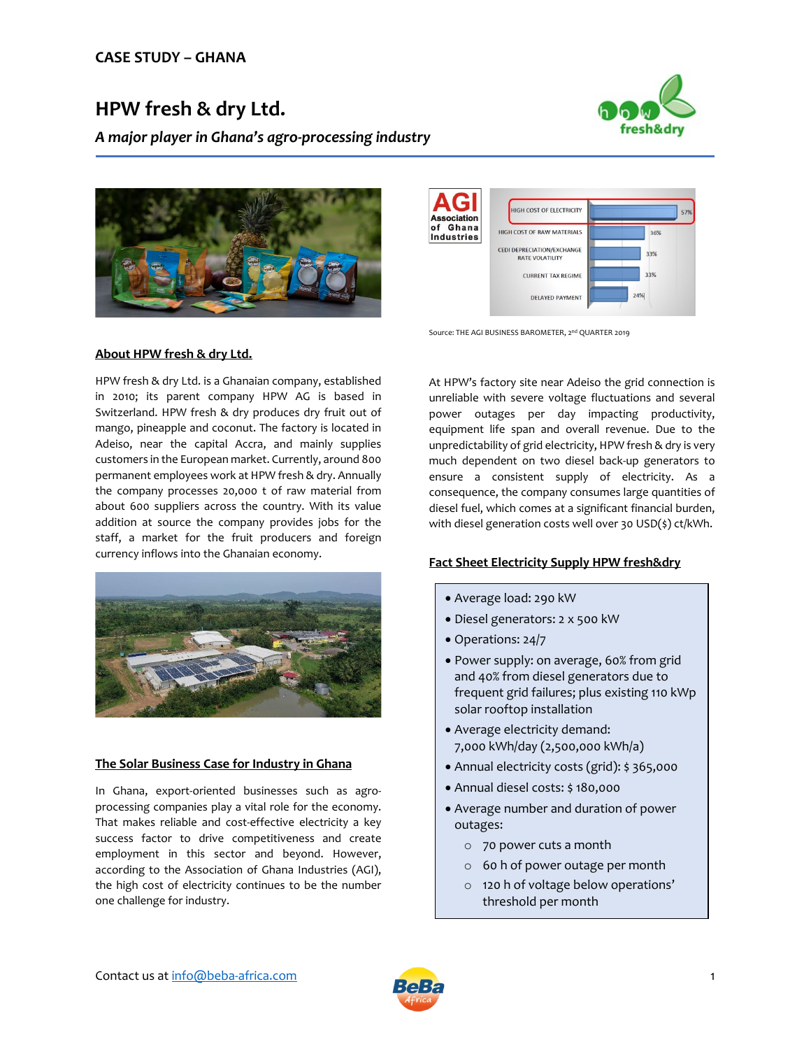CASE STUDY – GHANA

# HPW fresh & dry Ltd.

*A major player in Ghana's agro-processing industry*

Source: THE AGI BUSINESS BAROMETER, 2nd QUARTER 2019

## About HPW fresh & dry Ltd.

HPW fresh & dry Ltd. is a Ghanaian company, established in 2010; its parent company HPW AG is based in Switzerland. HPW fresh & dry produces dry fruit out of mango, pineapple and coconut. The factory is located in Adeiso, near the capital Accra, and mainly supplies customers in the European market. Currently, around 800 permanent employees work at HPW fresh & dry. Annually the company processes 20,000 t of raw material from about 600 suppliers across the country. With its value addition at source the company provides jobs for the staff, a market for the fruit producers and foreign currency inflows into the Ghanaian economy.

## The Solar Business Case for Industry in Ghana

In Ghana, export-oriented businesses such as agro-processing companies play a vital role for the economy. That makes reliable and cost-effective electricity a key success factor to drive competitiveness and create employment in this sector and beyond. However, according to the Association of Ghana Industries (AGI), the high cost of electricity continues to be the number one challenge for industry.

At HPW's factory site near Adeiso the grid connection is unreliable with severe voltage fluctuations and several power outages per day impacting productivity, equipment life span and overall revenue. Due to the unpredictability of grid electricity, HPW fresh & dry is very much dependent on two diesel back-up generators to ensure a consistent supply of electricity. As a consequence, the company consumes large quantities of diesel fuel, which comes at a significant financial burden, with diesel generation costs well over 30 USD($) ct/kWh.

## Fact Sheet Electricity Supply HPW fresh&dry

- Average load: 290 kW
- Diesel generators: 2 x 500 kW
- Operations: 24/7
- Power supply: on average, 60% from grid and 40% from diesel generators due to frequent grid failures; plus existing 110 kWp solar rooftop installation
- Average electricity demand: 7,000 kWh/day (2,500,000 kWh/a)
- Annual electricity costs (grid): $ 365,000
- Annual diesel costs: $ 180,000
- Average number and duration of power outages:
  - 70 power cuts a month
  - 60 h of power outage per month
  - 120 h of voltage below operations' threshold per month

Contact us at info@beba-africa.com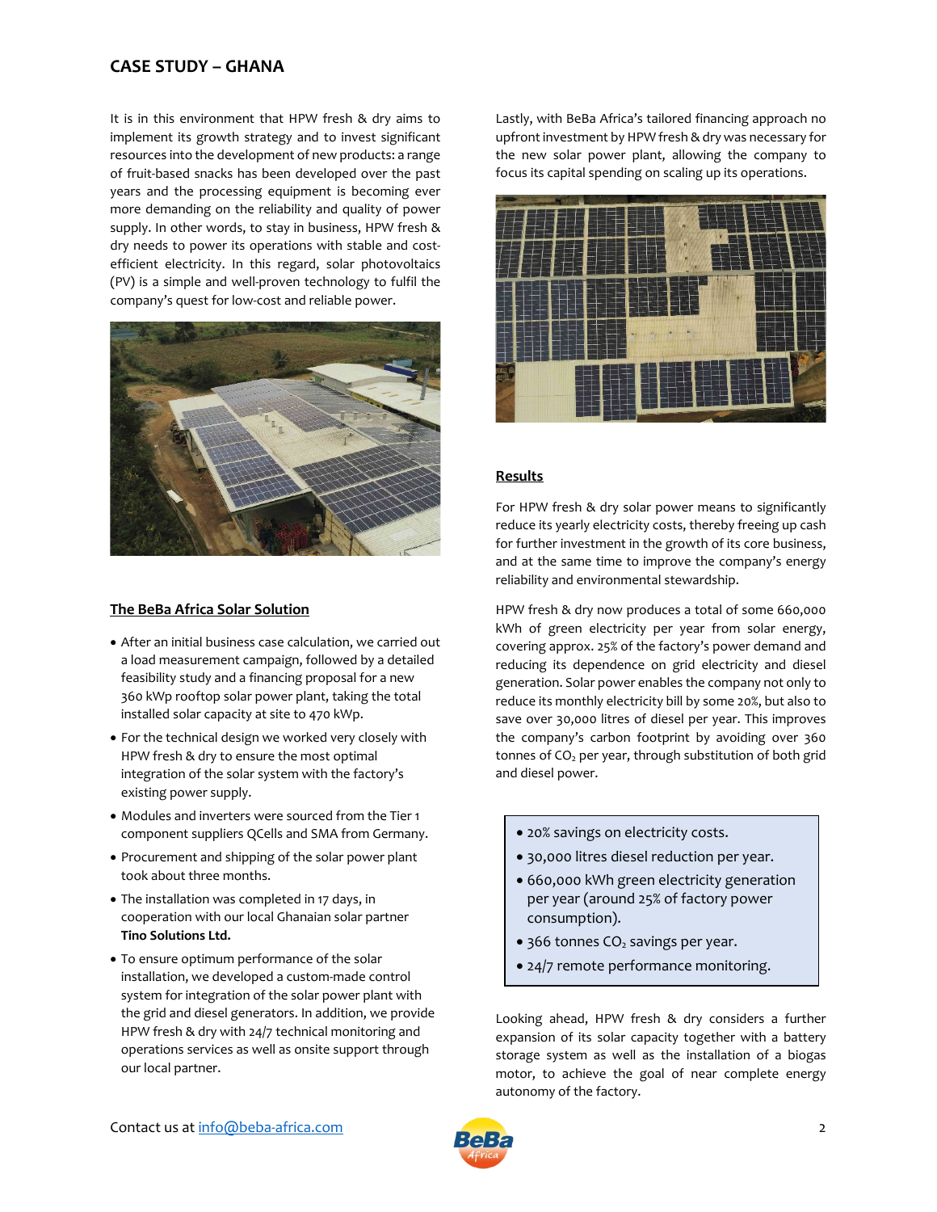## CASE STUDY – GHANA

It is in this environment that HPW fresh & dry aims to implement its growth strategy and to invest significant resources into the development of new products: a range of fruit-based snacks has been developed over the past years and the processing equipment is becoming ever more demanding on the reliability and quality of power supply. In other words, to stay in business, HPW fresh & dry needs to power its operations with stable and cost-efficient electricity. In this regard, solar photovoltaics (PV) is a simple and well-proven technology to fulfil the company's quest for low-cost and reliable power.

### The BeBa Africa Solar Solution

- After an initial business case calculation, we carried out a load measurement campaign, followed by a detailed feasibility study and a financing proposal for a new 360 kWp rooftop solar power plant, taking the total installed solar capacity at site to 470 kWp.
- For the technical design we worked very closely with HPW fresh & dry to ensure the most optimal integration of the solar system with the factory's existing power supply.
- Modules and inverters were sourced from the Tier 1 component suppliers QCells and SMA from Germany.
- Procurement and shipping of the solar power plant took about three months.
- The installation was completed in 17 days, in cooperation with our local Ghanaian solar partner **Tino Solutions Ltd.**
- To ensure optimum performance of the solar installation, we developed a custom-made control system for integration of the solar power plant with the grid and diesel generators. In addition, we provide HPW fresh & dry with 24/7 technical monitoring and operations services as well as onsite support through our local partner.

Lastly, with BeBa Africa's tailored financing approach no upfront investment by HPW fresh & dry was necessary for the new solar power plant, allowing the company to focus its capital spending on scaling up its operations.

### Results

For HPW fresh & dry solar power means to significantly reduce its yearly electricity costs, thereby freeing up cash for further investment in the growth of its core business, and at the same time to improve the company's energy reliability and environmental stewardship.

HPW fresh & dry now produces a total of some 660,000 kWh of green electricity per year from solar energy, covering approx. 25% of the factory's power demand and reducing its dependence on grid electricity and diesel generation. Solar power enables the company not only to reduce its monthly electricity bill by some 20%, but also to save over 30,000 litres of diesel per year. This improves the company's carbon footprint by avoiding over 360 tonnes of $CO_2$ per year, through substitution of both grid and diesel power.

- 20% savings on electricity costs.
- 30,000 litres diesel reduction per year.
- 660,000 kWh green electricity generation per year (around 25% of factory power consumption).
- 366 tonnes $CO_2$ savings per year.
- 24/7 remote performance monitoring.

Looking ahead, HPW fresh & dry considers a further expansion of its solar capacity together with a battery storage system as well as the installation of a biogas motor, to achieve the goal of near complete energy autonomy of the factory.

Contact us at info@beba-africa.com